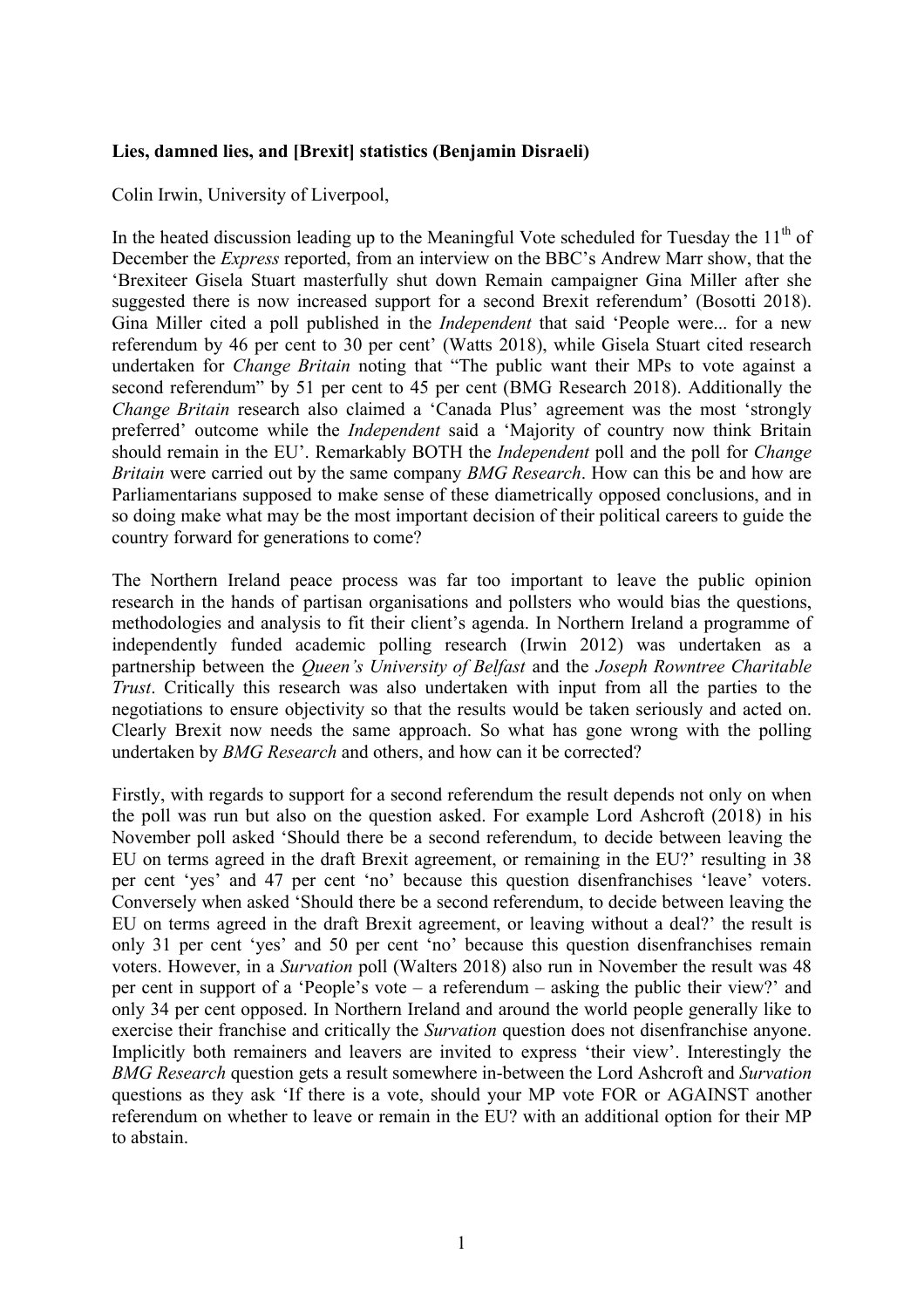**Lies, damned lies, and [Brexit] statistics (Benjamin Disraeli)**

Colin Irwin, University of Liverpool,

In the heated discussion leading up to the Meaningful Vote scheduled for Tuesday the 11th of December the *Express* reported, from an interview on the BBC's Andrew Marr show, that the 'Brexiteer Gisela Stuart masterfully shut down Remain campaigner Gina Miller after she suggested there is now increased support for a second Brexit referendum' (Bosotti 2018). Gina Miller cited a poll published in the *Independent* that said 'People were... for a new referendum by 46 per cent to 30 per cent' (Watts 2018), while Gisela Stuart cited research undertaken for *Change Britain* noting that "The public want their MPs to vote against a second referendum" by 51 per cent to 45 per cent (BMG Research 2018). Additionally the *Change Britain* research also claimed a 'Canada Plus' agreement was the most 'strongly preferred' outcome while the *Independent* said a 'Majority of country now think Britain should remain in the EU'. Remarkably BOTH the *Independent* poll and the poll for *Change Britain* were carried out by the same company *BMG Research*. How can this be and how are Parliamentarians supposed to make sense of these diametrically opposed conclusions, and in so doing make what may be the most important decision of their political careers to guide the country forward for generations to come?

The Northern Ireland peace process was far too important to leave the public opinion research in the hands of partisan organisations and pollsters who would bias the questions, methodologies and analysis to fit their client's agenda. In Northern Ireland a programme of independently funded academic polling research (Irwin 2012) was undertaken as a partnership between the *Queen's University of Belfast* and the *Joseph Rowntree Charitable Trust*. Critically this research was also undertaken with input from all the parties to the negotiations to ensure objectivity so that the results would be taken seriously and acted on. Clearly Brexit now needs the same approach. So what has gone wrong with the polling undertaken by *BMG Research* and others, and how can it be corrected?

Firstly, with regards to support for a second referendum the result depends not only on when the poll was run but also on the question asked. For example Lord Ashcroft (2018) in his November poll asked 'Should there be a second referendum, to decide between leaving the EU on terms agreed in the draft Brexit agreement, or remaining in the EU?' resulting in 38 per cent 'yes' and 47 per cent 'no' because this question disenfranchises 'leave' voters. Conversely when asked 'Should there be a second referendum, to decide between leaving the EU on terms agreed in the draft Brexit agreement, or leaving without a deal?' the result is only 31 per cent 'yes' and 50 per cent 'no' because this question disenfranchises remain voters. However, in a *Survation* poll (Walters 2018) also run in November the result was 48 per cent in support of a 'People's vote – a referendum – asking the public their view?' and only 34 per cent opposed. In Northern Ireland and around the world people generally like to exercise their franchise and critically the *Survation* question does not disenfranchise anyone. Implicitly both remainers and leavers are invited to express 'their view'. Interestingly the *BMG Research* question gets a result somewhere in-between the Lord Ashcroft and *Survation* questions as they ask 'If there is a vote, should your MP vote FOR or AGAINST another referendum on whether to leave or remain in the EU? with an additional option for their MP to abstain.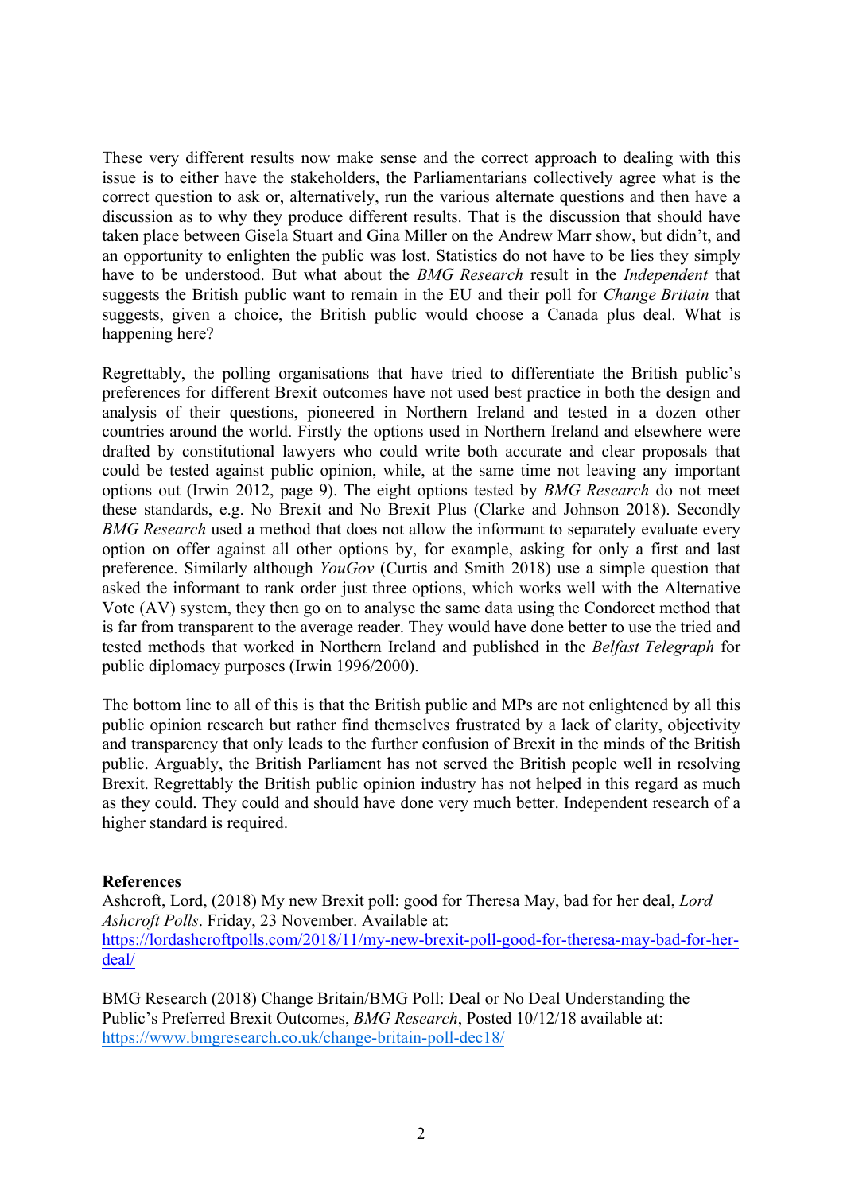These very different results now make sense and the correct approach to dealing with this issue is to either have the stakeholders, the Parliamentarians collectively agree what is the correct question to ask or, alternatively, run the various alternate questions and then have a discussion as to why they produce different results. That is the discussion that should have taken place between Gisela Stuart and Gina Miller on the Andrew Marr show, but didn't, and an opportunity to enlighten the public was lost. Statistics do not have to be lies they simply have to be understood. But what about the *BMG Research* result in the *Independent* that suggests the British public want to remain in the EU and their poll for *Change Britain* that suggests, given a choice, the British public would choose a Canada plus deal. What is happening here?

Regrettably, the polling organisations that have tried to differentiate the British public's preferences for different Brexit outcomes have not used best practice in both the design and analysis of their questions, pioneered in Northern Ireland and tested in a dozen other countries around the world. Firstly the options used in Northern Ireland and elsewhere were drafted by constitutional lawyers who could write both accurate and clear proposals that could be tested against public opinion, while, at the same time not leaving any important options out (Irwin 2012, page 9). The eight options tested by *BMG Research* do not meet these standards, e.g. No Brexit and No Brexit Plus (Clarke and Johnson 2018). Secondly *BMG Research* used a method that does not allow the informant to separately evaluate every option on offer against all other options by, for example, asking for only a first and last preference. Similarly although *YouGov* (Curtis and Smith 2018) use a simple question that asked the informant to rank order just three options, which works well with the Alternative Vote (AV) system, they then go on to analyse the same data using the Condorcet method that is far from transparent to the average reader. They would have done better to use the tried and tested methods that worked in Northern Ireland and published in the *Belfast Telegraph* for public diplomacy purposes (Irwin 1996/2000).

The bottom line to all of this is that the British public and MPs are not enlightened by all this public opinion research but rather find themselves frustrated by a lack of clarity, objectivity and transparency that only leads to the further confusion of Brexit in the minds of the British public. Arguably, the British Parliament has not served the British people well in resolving Brexit. Regrettably the British public opinion industry has not helped in this regard as much as they could. They could and should have done very much better. Independent research of a higher standard is required.

**References**

Ashcroft, Lord, (2018) My new Brexit poll: good for Theresa May, bad for her deal, *Lord Ashcroft Polls*. Friday, 23 November. Available at: https://lordashcroftpolls.com/2018/11/my-new-brexit-poll-good-for-theresa-may-bad-for-her-deal/

BMG Research (2018) Change Britain/BMG Poll: Deal or No Deal Understanding the Public's Preferred Brexit Outcomes, *BMG Research*, Posted 10/12/18 available at: https://www.bmgresearch.co.uk/change-britain-poll-dec18/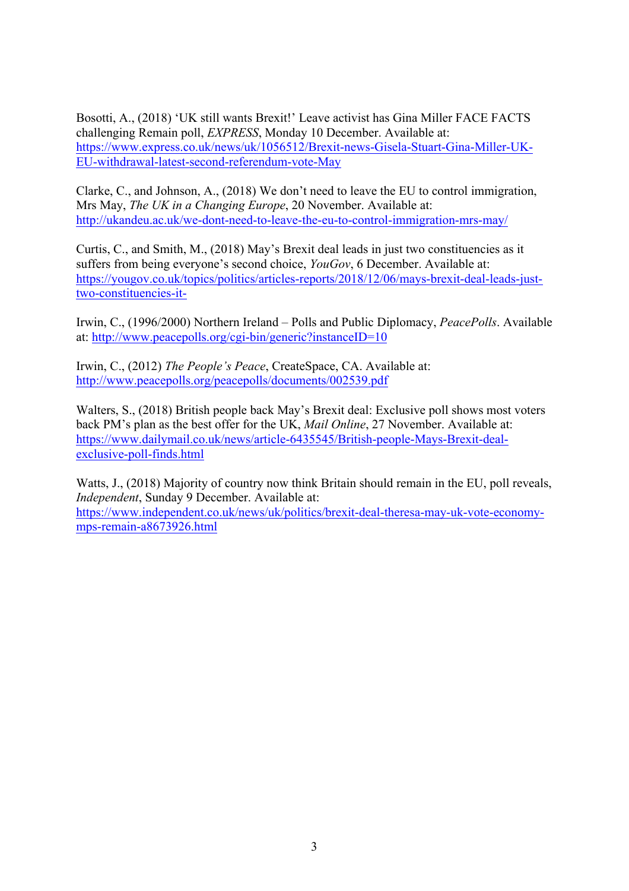Bosotti, A., (2018) 'UK still wants Brexit!' Leave activist has Gina Miller FACE FACTS challenging Remain poll, *EXPRESS*, Monday 10 December. Available at: https://www.express.co.uk/news/uk/1056512/Brexit-news-Gisela-Stuart-Gina-Miller-UK-EU-withdrawal-latest-second-referendum-vote-May

Clarke, C., and Johnson, A., (2018) We don't need to leave the EU to control immigration, Mrs May, *The UK in a Changing Europe*, 20 November. Available at: http://ukandeu.ac.uk/we-dont-need-to-leave-the-eu-to-control-immigration-mrs-may/

Curtis, C., and Smith, M., (2018) May's Brexit deal leads in just two constituencies as it suffers from being everyone's second choice, *YouGov*, 6 December. Available at: https://yougov.co.uk/topics/politics/articles-reports/2018/12/06/mays-brexit-deal-leads-just-two-constituencies-it-

Irwin, C., (1996/2000) Northern Ireland – Polls and Public Diplomacy, *PeacePolls*. Available at: http://www.peacepolls.org/cgi-bin/generic?instanceID=10

Irwin, C., (2012) *The People's Peace*, CreateSpace, CA. Available at: http://www.peacepolls.org/peacepolls/documents/002539.pdf

Walters, S., (2018) British people back May's Brexit deal: Exclusive poll shows most voters back PM's plan as the best offer for the UK, *Mail Online*, 27 November. Available at: https://www.dailymail.co.uk/news/article-6435545/British-people-Mays-Brexit-deal-exclusive-poll-finds.html

Watts, J., (2018) Majority of country now think Britain should remain in the EU, poll reveals, *Independent*, Sunday 9 December. Available at: https://www.independent.co.uk/news/uk/politics/brexit-deal-theresa-may-uk-vote-economy-mps-remain-a8673926.html